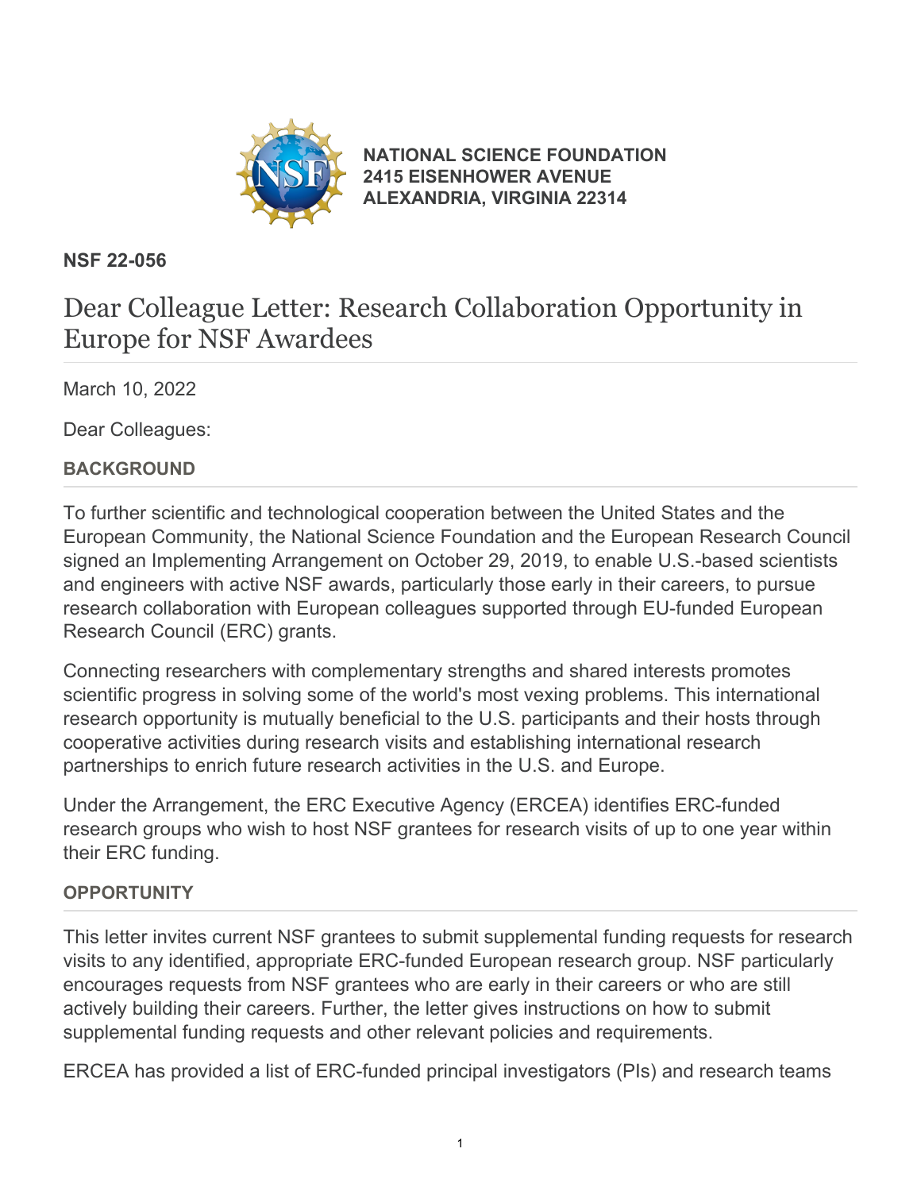**NATIONAL SCIENCE FOUNDATION**
**2415 EISENHOWER AVENUE**
**ALEXANDRIA, VIRGINIA 22314**

**NSF 22-056**

# Dear Colleague Letter: Research Collaboration Opportunity in Europe for NSF Awardees

March 10, 2022

Dear Colleagues:

## BACKGROUND

To further scientific and technological cooperation between the United States and the European Community, the National Science Foundation and the European Research Council signed an Implementing Arrangement on October 29, 2019, to enable U.S.-based scientists and engineers with active NSF awards, particularly those early in their careers, to pursue research collaboration with European colleagues supported through EU-funded European Research Council (ERC) grants.

Connecting researchers with complementary strengths and shared interests promotes scientific progress in solving some of the world's most vexing problems. This international research opportunity is mutually beneficial to the U.S. participants and their hosts through cooperative activities during research visits and establishing international research partnerships to enrich future research activities in the U.S. and Europe.

Under the Arrangement, the ERC Executive Agency (ERCEA) identifies ERC-funded research groups who wish to host NSF grantees for research visits of up to one year within their ERC funding.

## OPPORTUNITY

This letter invites current NSF grantees to submit supplemental funding requests for research visits to any identified, appropriate ERC-funded European research group. NSF particularly encourages requests from NSF grantees who are early in their careers or who are still actively building their careers. Further, the letter gives instructions on how to submit supplemental funding requests and other relevant policies and requirements.

ERCEA has provided a list of ERC-funded principal investigators (PIs) and research teams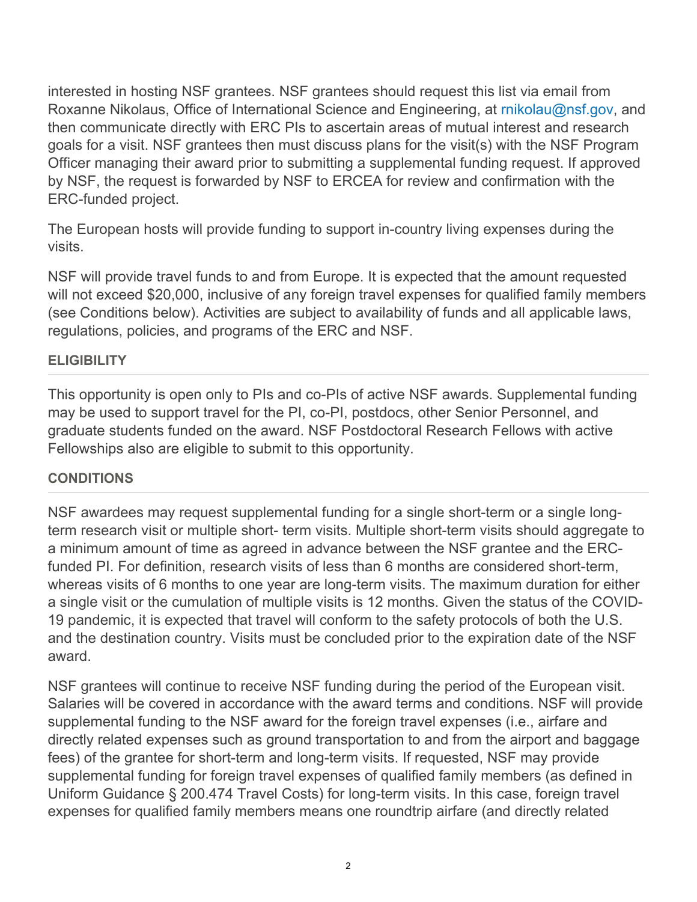interested in hosting NSF grantees. NSF grantees should request this list via email from Roxanne Nikolaus, Office of International Science and Engineering, at rnikolau@nsf.gov, and then communicate directly with ERC PIs to ascertain areas of mutual interest and research goals for a visit. NSF grantees then must discuss plans for the visit(s) with the NSF Program Officer managing their award prior to submitting a supplemental funding request. If approved by NSF, the request is forwarded by NSF to ERCEA for review and confirmation with the ERC-funded project.

The European hosts will provide funding to support in-country living expenses during the visits.

NSF will provide travel funds to and from Europe. It is expected that the amount requested will not exceed $20,000, inclusive of any foreign travel expenses for qualified family members (see Conditions below). Activities are subject to availability of funds and all applicable laws, regulations, policies, and programs of the ERC and NSF.

#### ELIGIBILITY

This opportunity is open only to PIs and co-PIs of active NSF awards. Supplemental funding may be used to support travel for the PI, co-PI, postdocs, other Senior Personnel, and graduate students funded on the award. NSF Postdoctoral Research Fellows with active Fellowships also are eligible to submit to this opportunity.

#### CONDITIONS

NSF awardees may request supplemental funding for a single short-term or a single long-term research visit or multiple short- term visits. Multiple short-term visits should aggregate to a minimum amount of time as agreed in advance between the NSF grantee and the ERC-funded PI. For definition, research visits of less than 6 months are considered short-term, whereas visits of 6 months to one year are long-term visits. The maximum duration for either a single visit or the cumulation of multiple visits is 12 months. Given the status of the COVID-19 pandemic, it is expected that travel will conform to the safety protocols of both the U.S. and the destination country. Visits must be concluded prior to the expiration date of the NSF award.

NSF grantees will continue to receive NSF funding during the period of the European visit. Salaries will be covered in accordance with the award terms and conditions. NSF will provide supplemental funding to the NSF award for the foreign travel expenses (i.e., airfare and directly related expenses such as ground transportation to and from the airport and baggage fees) of the grantee for short-term and long-term visits. If requested, NSF may provide supplemental funding for foreign travel expenses of qualified family members (as defined in Uniform Guidance § 200.474 Travel Costs) for long-term visits. In this case, foreign travel expenses for qualified family members means one roundtrip airfare (and directly related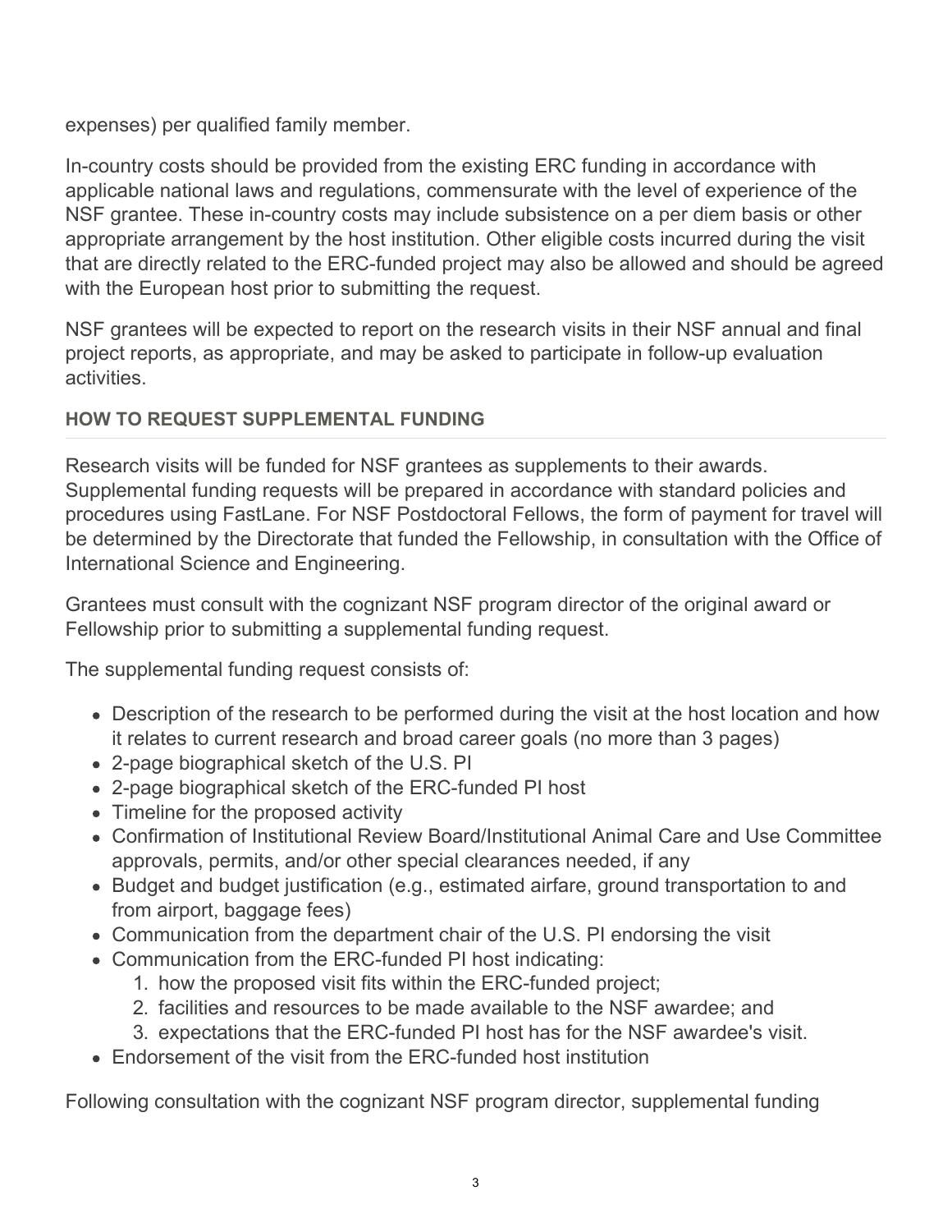expenses) per qualified family member.

In-country costs should be provided from the existing ERC funding in accordance with applicable national laws and regulations, commensurate with the level of experience of the NSF grantee. These in-country costs may include subsistence on a per diem basis or other appropriate arrangement by the host institution. Other eligible costs incurred during the visit that are directly related to the ERC-funded project may also be allowed and should be agreed with the European host prior to submitting the request.

NSF grantees will be expected to report on the research visits in their NSF annual and final project reports, as appropriate, and may be asked to participate in follow-up evaluation activities.

### HOW TO REQUEST SUPPLEMENTAL FUNDING

Research visits will be funded for NSF grantees as supplements to their awards. Supplemental funding requests will be prepared in accordance with standard policies and procedures using FastLane. For NSF Postdoctoral Fellows, the form of payment for travel will be determined by the Directorate that funded the Fellowship, in consultation with the Office of International Science and Engineering.

Grantees must consult with the cognizant NSF program director of the original award or Fellowship prior to submitting a supplemental funding request.

The supplemental funding request consists of:

- Description of the research to be performed during the visit at the host location and how it relates to current research and broad career goals (no more than 3 pages)
- 2-page biographical sketch of the U.S. PI
- 2-page biographical sketch of the ERC-funded PI host
- Timeline for the proposed activity
- Confirmation of Institutional Review Board/Institutional Animal Care and Use Committee approvals, permits, and/or other special clearances needed, if any
- Budget and budget justification (e.g., estimated airfare, ground transportation to and from airport, baggage fees)
- Communication from the department chair of the U.S. PI endorsing the visit
- Communication from the ERC-funded PI host indicating:
    1. how the proposed visit fits within the ERC-funded project;
    2. facilities and resources to be made available to the NSF awardee; and
    3. expectations that the ERC-funded PI host has for the NSF awardee's visit.
- Endorsement of the visit from the ERC-funded host institution

Following consultation with the cognizant NSF program director, supplemental funding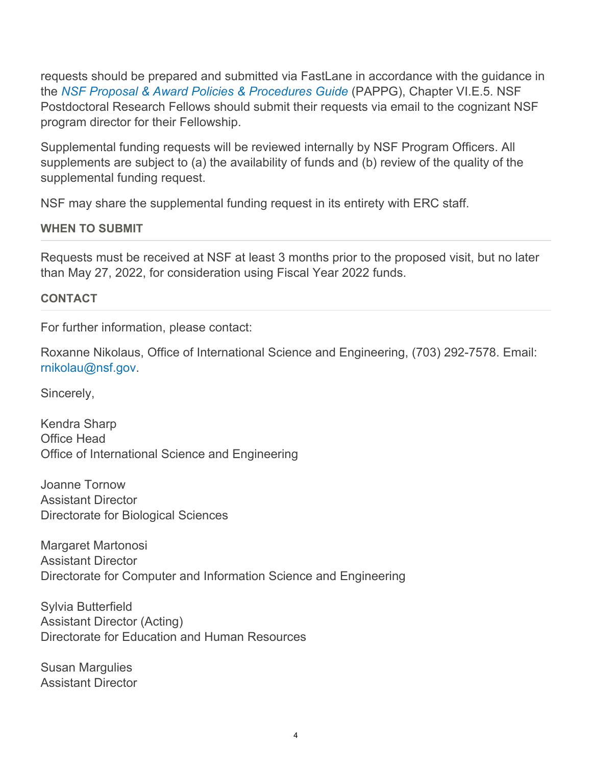requests should be prepared and submitted via FastLane in accordance with the guidance in the *NSF Proposal & Award Policies & Procedures Guide* (PAPPG), Chapter VI.E.5. NSF Postdoctoral Research Fellows should submit their requests via email to the cognizant NSF program director for their Fellowship.

Supplemental funding requests will be reviewed internally by NSF Program Officers. All supplements are subject to (a) the availability of funds and (b) review of the quality of the supplemental funding request.

NSF may share the supplemental funding request in its entirety with ERC staff.

**WHEN TO SUBMIT**

Requests must be received at NSF at least 3 months prior to the proposed visit, but no later than May 27, 2022, for consideration using Fiscal Year 2022 funds.

**CONTACT**

For further information, please contact:

Roxanne Nikolaus, Office of International Science and Engineering, (703) 292-7578. Email: rnikolau@nsf.gov.

Sincerely,

Kendra Sharp
Office Head
Office of International Science and Engineering

Joanne Tornow
Assistant Director
Directorate for Biological Sciences

Margaret Martonosi
Assistant Director
Directorate for Computer and Information Science and Engineering

Sylvia Butterfield
Assistant Director (Acting)
Directorate for Education and Human Resources

Susan Margulies
Assistant Director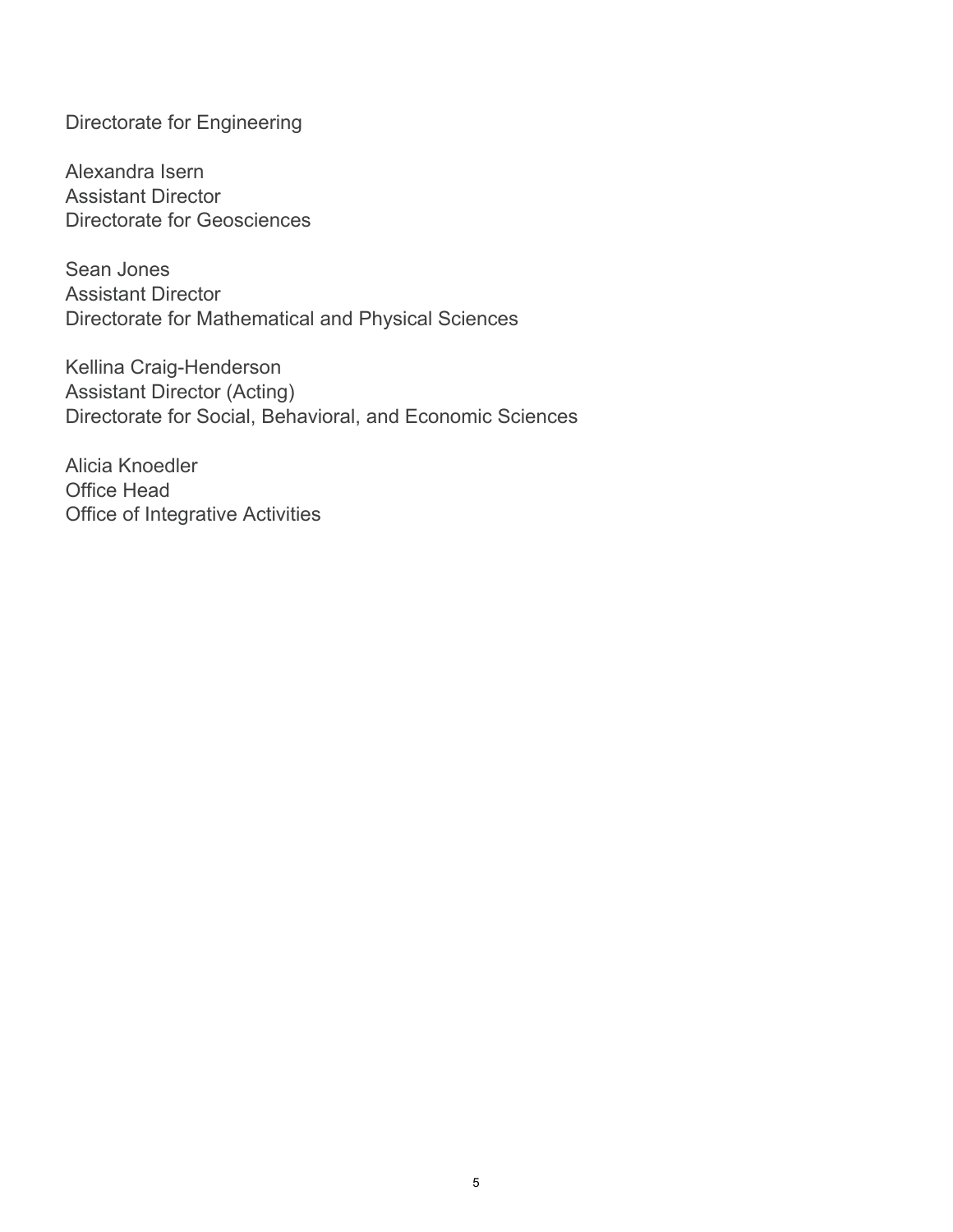Directorate for Engineering

Alexandra Isern
Assistant Director
Directorate for Geosciences

Sean Jones
Assistant Director
Directorate for Mathematical and Physical Sciences

Kellina Craig-Henderson
Assistant Director (Acting)
Directorate for Social, Behavioral, and Economic Sciences

Alicia Knoedler
Office Head
Office of Integrative Activities